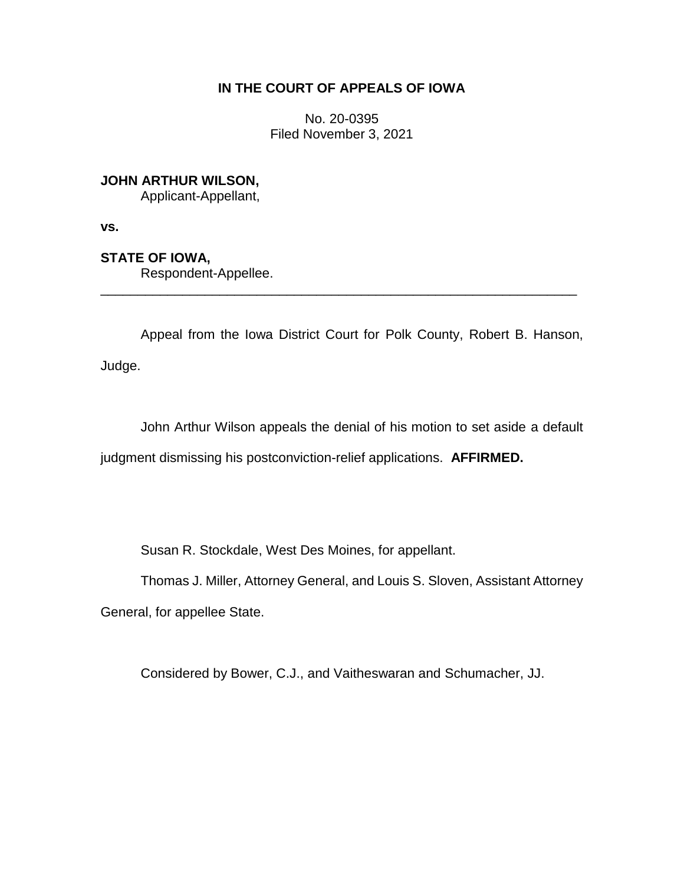**IN THE COURT OF APPEALS OF IOWA**

No. 20-0395
Filed November 3, 2021

**JOHN ARTHUR WILSON,**
Applicant-Appellant,

**vs.**

**STATE OF IOWA,**
Respondent-Appellee.

---

Appeal from the Iowa District Court for Polk County, Robert B. Hanson, Judge.

John Arthur Wilson appeals the denial of his motion to set aside a default judgment dismissing his postconviction-relief applications. **AFFIRMED.**

Susan R. Stockdale, West Des Moines, for appellant.

Thomas J. Miller, Attorney General, and Louis S. Sloven, Assistant Attorney General, for appellee State.

Considered by Bower, C.J., and Vaitheswaran and Schumacher, JJ.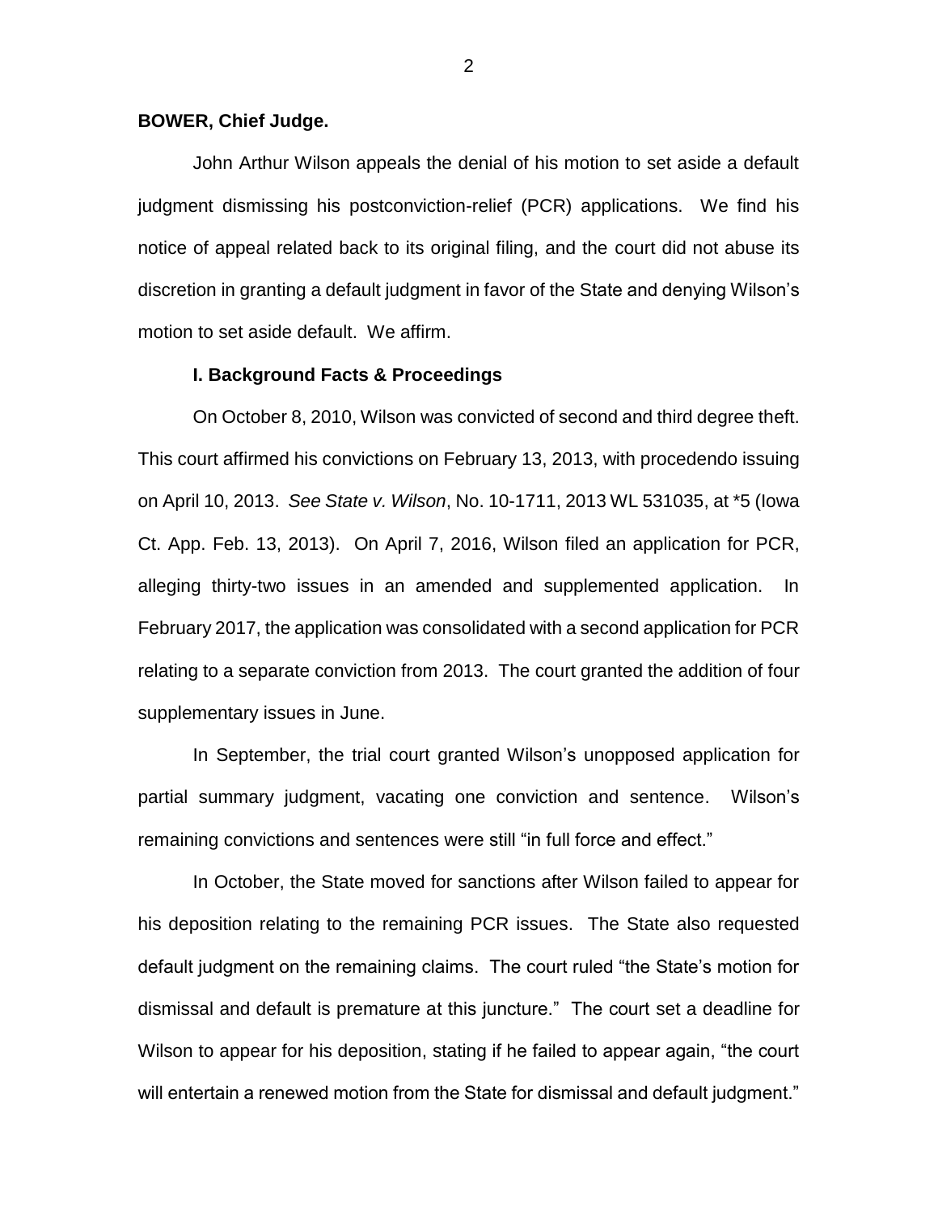**BOWER, Chief Judge.**

John Arthur Wilson appeals the denial of his motion to set aside a default judgment dismissing his postconviction-relief (PCR) applications. We find his notice of appeal related back to its original filing, and the court did not abuse its discretion in granting a default judgment in favor of the State and denying Wilson's motion to set aside default. We affirm.

## I. Background Facts & Proceedings

On October 8, 2010, Wilson was convicted of second and third degree theft. This court affirmed his convictions on February 13, 2013, with procedendo issuing on April 10, 2013. *See State v. Wilson*, No. 10-1711, 2013 WL 531035, at *5 (Iowa Ct. App. Feb. 13, 2013). On April 7, 2016, Wilson filed an application for PCR, alleging thirty-two issues in an amended and supplemented application. In February 2017, the application was consolidated with a second application for PCR relating to a separate conviction from 2013. The court granted the addition of four supplementary issues in June.

In September, the trial court granted Wilson's unopposed application for partial summary judgment, vacating one conviction and sentence. Wilson's remaining convictions and sentences were still "in full force and effect."

In October, the State moved for sanctions after Wilson failed to appear for his deposition relating to the remaining PCR issues. The State also requested default judgment on the remaining claims. The court ruled "the State's motion for dismissal and default is premature at this juncture." The court set a deadline for Wilson to appear for his deposition, stating if he failed to appear again, "the court will entertain a renewed motion from the State for dismissal and default judgment."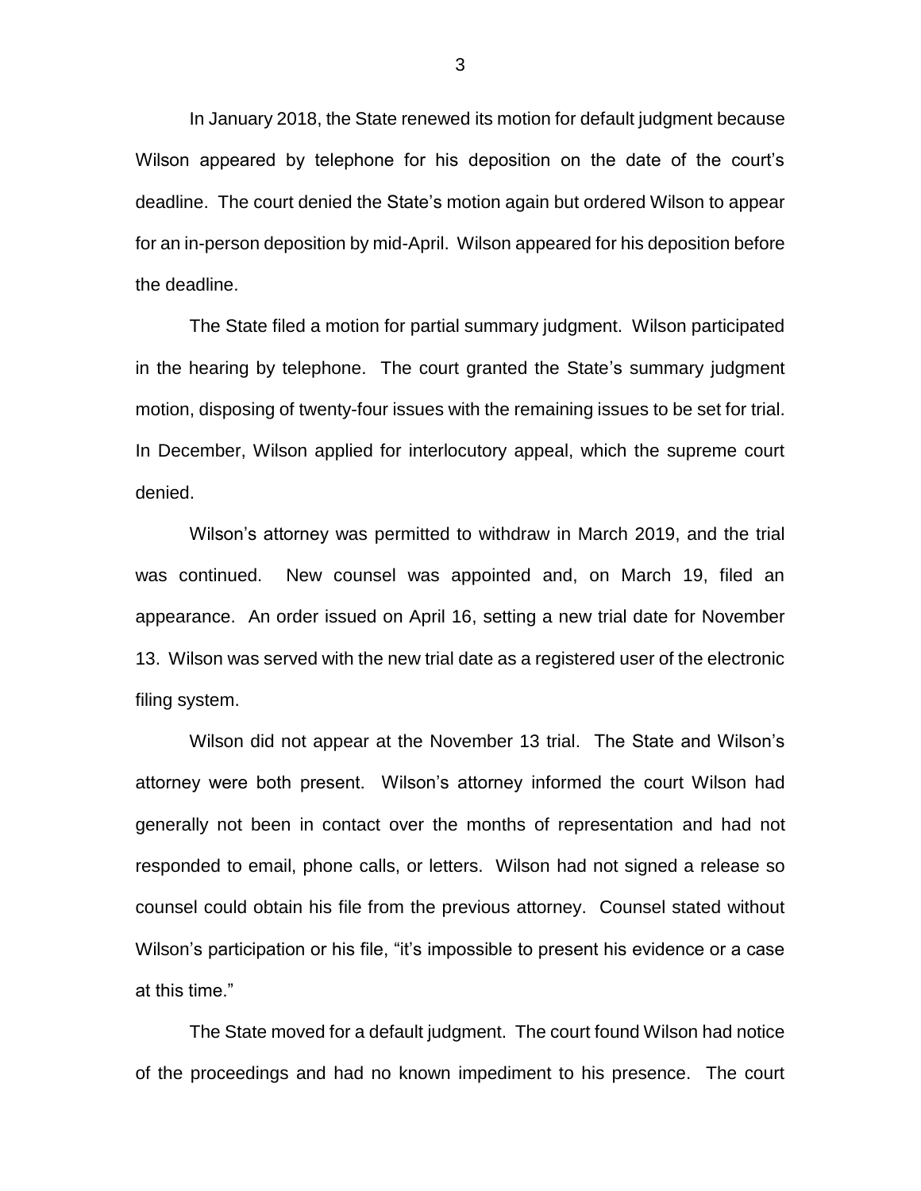In January 2018, the State renewed its motion for default judgment because Wilson appeared by telephone for his deposition on the date of the court's deadline. The court denied the State's motion again but ordered Wilson to appear for an in-person deposition by mid-April. Wilson appeared for his deposition before the deadline.

The State filed a motion for partial summary judgment. Wilson participated in the hearing by telephone. The court granted the State's summary judgment motion, disposing of twenty-four issues with the remaining issues to be set for trial. In December, Wilson applied for interlocutory appeal, which the supreme court denied.

Wilson's attorney was permitted to withdraw in March 2019, and the trial was continued. New counsel was appointed and, on March 19, filed an appearance. An order issued on April 16, setting a new trial date for November 13. Wilson was served with the new trial date as a registered user of the electronic filing system.

Wilson did not appear at the November 13 trial. The State and Wilson's attorney were both present. Wilson's attorney informed the court Wilson had generally not been in contact over the months of representation and had not responded to email, phone calls, or letters. Wilson had not signed a release so counsel could obtain his file from the previous attorney. Counsel stated without Wilson's participation or his file, "it's impossible to present his evidence or a case at this time."

The State moved for a default judgment. The court found Wilson had notice of the proceedings and had no known impediment to his presence. The court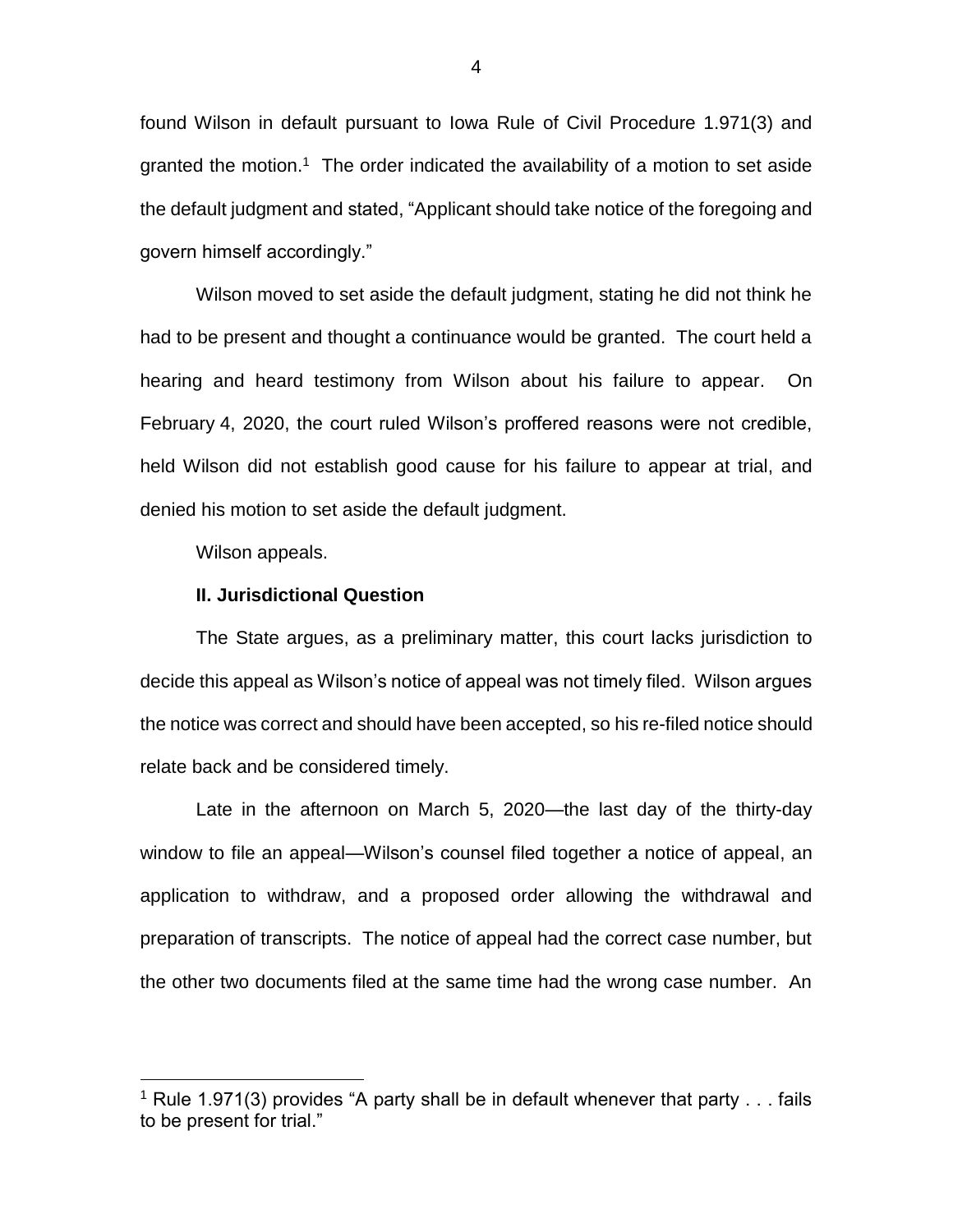found Wilson in default pursuant to Iowa Rule of Civil Procedure 1.971(3) and granted the motion.[1] The order indicated the availability of a motion to set aside the default judgment and stated, "Applicant should take notice of the foregoing and govern himself accordingly."

Wilson moved to set aside the default judgment, stating he did not think he had to be present and thought a continuance would be granted. The court held a hearing and heard testimony from Wilson about his failure to appear. On February 4, 2020, the court ruled Wilson's proffered reasons were not credible, held Wilson did not establish good cause for his failure to appear at trial, and denied his motion to set aside the default judgment.

Wilson appeals.

**II. Jurisdictional Question**

The State argues, as a preliminary matter, this court lacks jurisdiction to decide this appeal as Wilson's notice of appeal was not timely filed. Wilson argues the notice was correct and should have been accepted, so his re-filed notice should relate back and be considered timely.

Late in the afternoon on March 5, 2020—the last day of the thirty-day window to file an appeal—Wilson's counsel filed together a notice of appeal, an application to withdraw, and a proposed order allowing the withdrawal and preparation of transcripts. The notice of appeal had the correct case number, but the other two documents filed at the same time had the wrong case number. An

---

[1] Rule 1.971(3) provides "A party shall be in default whenever that party . . . fails to be present for trial."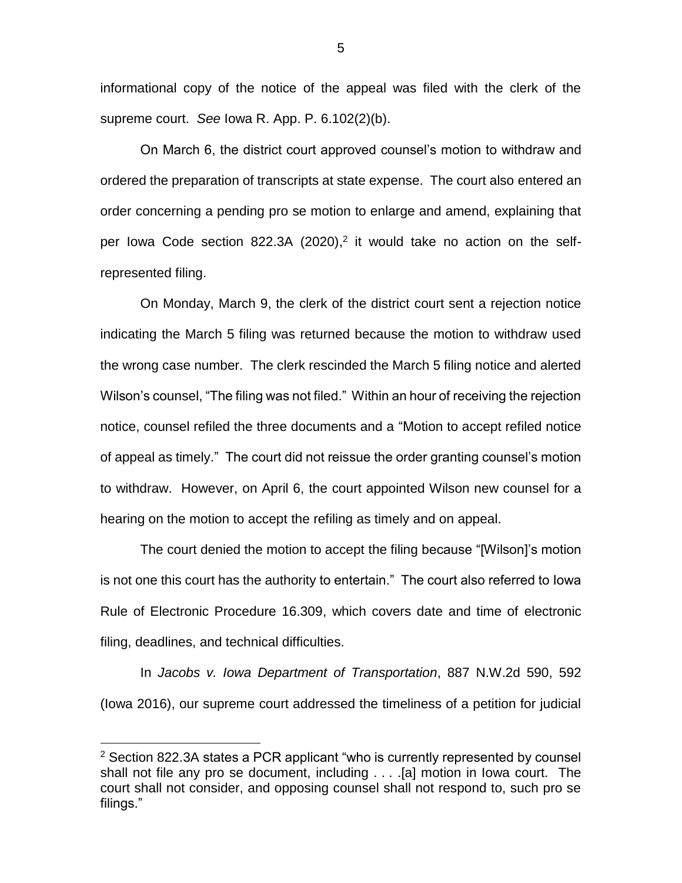informational copy of the notice of the appeal was filed with the clerk of the supreme court. *See* Iowa R. App. P. 6.102(2)(b).

On March 6, the district court approved counsel's motion to withdraw and ordered the preparation of transcripts at state expense. The court also entered an order concerning a pending pro se motion to enlarge and amend, explaining that per Iowa Code section 822.3A (2020),[2] it would take no action on the self-represented filing.

On Monday, March 9, the clerk of the district court sent a rejection notice indicating the March 5 filing was returned because the motion to withdraw used the wrong case number. The clerk rescinded the March 5 filing notice and alerted Wilson's counsel, "The filing was not filed." Within an hour of receiving the rejection notice, counsel refiled the three documents and a "Motion to accept refiled notice of appeal as timely." The court did not reissue the order granting counsel's motion to withdraw. However, on April 6, the court appointed Wilson new counsel for a hearing on the motion to accept the refiling as timely and on appeal.

The court denied the motion to accept the filing because "[Wilson]'s motion is not one this court has the authority to entertain." The court also referred to Iowa Rule of Electronic Procedure 16.309, which covers date and time of electronic filing, deadlines, and technical difficulties.

In *Jacobs v. Iowa Department of Transportation*, 887 N.W.2d 590, 592 (Iowa 2016), our supreme court addressed the timeliness of a petition for judicial

---

[2] Section 822.3A states a PCR applicant "who is currently represented by counsel shall not file any pro se document, including . . . .[a] motion in Iowa court. The court shall not consider, and opposing counsel shall not respond to, such pro se filings."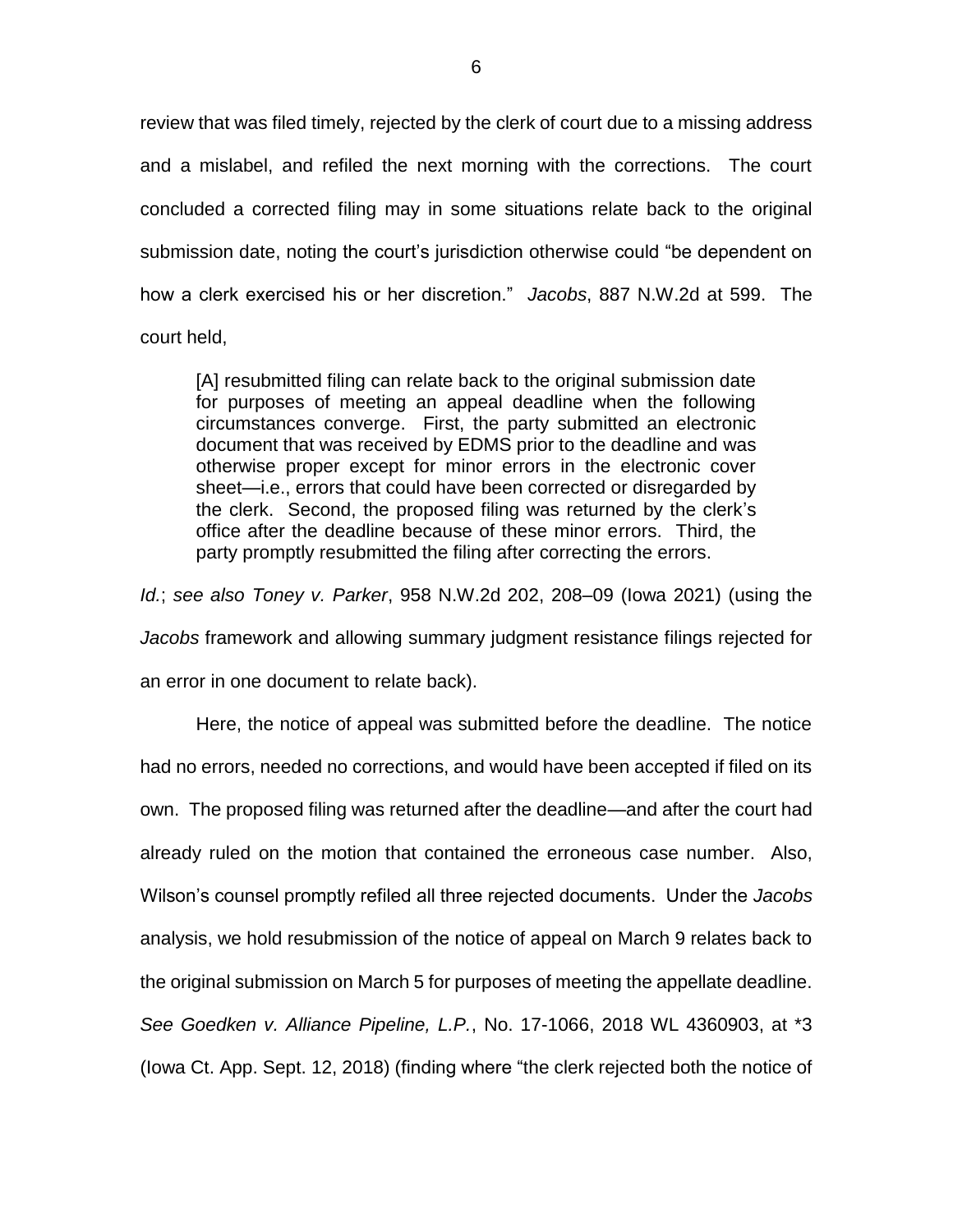review that was filed timely, rejected by the clerk of court due to a missing address and a mislabel, and refiled the next morning with the corrections. The court concluded a corrected filing may in some situations relate back to the original submission date, noting the court's jurisdiction otherwise could "be dependent on how a clerk exercised his or her discretion." *Jacobs*, 887 N.W.2d at 599. The court held,

> [A] resubmitted filing can relate back to the original submission date for purposes of meeting an appeal deadline when the following circumstances converge. First, the party submitted an electronic document that was received by EDMS prior to the deadline and was otherwise proper except for minor errors in the electronic cover sheet—i.e., errors that could have been corrected or disregarded by the clerk. Second, the proposed filing was returned by the clerk's office after the deadline because of these minor errors. Third, the party promptly resubmitted the filing after correcting the errors.

*Id.*; *see also Toney v. Parker*, 958 N.W.2d 202, 208–09 (Iowa 2021) (using the *Jacobs* framework and allowing summary judgment resistance filings rejected for an error in one document to relate back).

Here, the notice of appeal was submitted before the deadline. The notice had no errors, needed no corrections, and would have been accepted if filed on its own. The proposed filing was returned after the deadline—and after the court had already ruled on the motion that contained the erroneous case number. Also, Wilson's counsel promptly refiled all three rejected documents. Under the *Jacobs* analysis, we hold resubmission of the notice of appeal on March 9 relates back to the original submission on March 5 for purposes of meeting the appellate deadline. *See Goedken v. Alliance Pipeline, L.P.*, No. 17-1066, 2018 WL 4360903, at *3 (Iowa Ct. App. Sept. 12, 2018) (finding where "the clerk rejected both the notice of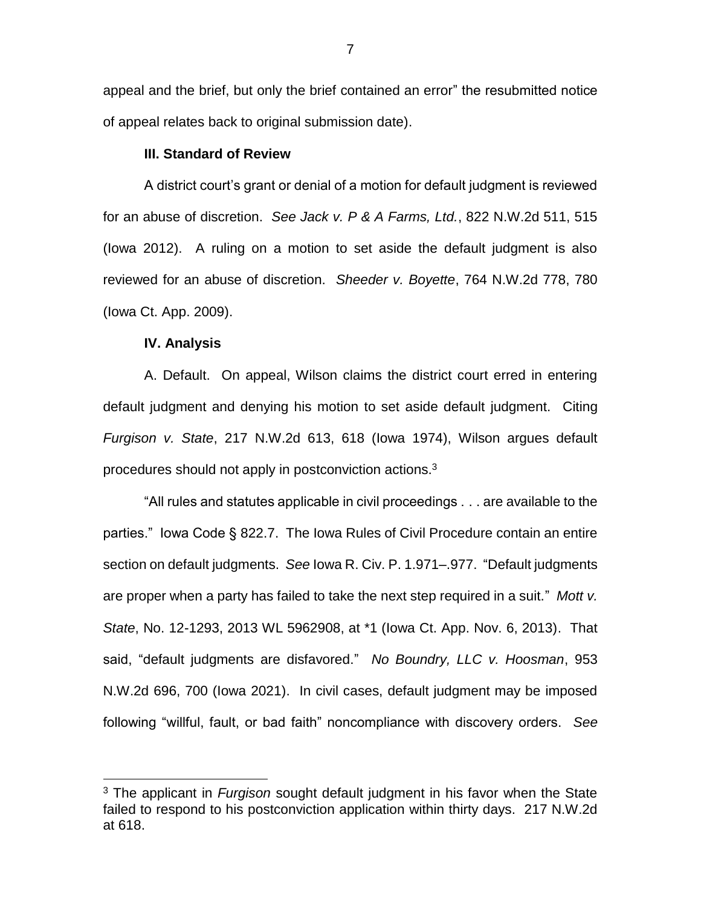appeal and the brief, but only the brief contained an error" the resubmitted notice of appeal relates back to original submission date).

### III. Standard of Review

A district court's grant or denial of a motion for default judgment is reviewed for an abuse of discretion. *See Jack v. P & A Farms, Ltd.*, 822 N.W.2d 511, 515 (Iowa 2012). A ruling on a motion to set aside the default judgment is also reviewed for an abuse of discretion. *Sheeder v. Boyette*, 764 N.W.2d 778, 780 (Iowa Ct. App. 2009).

### IV. Analysis

A. Default. On appeal, Wilson claims the district court erred in entering default judgment and denying his motion to set aside default judgment. Citing *Furgison v. State*, 217 N.W.2d 613, 618 (Iowa 1974), Wilson argues default procedures should not apply in postconviction actions.[3]

"All rules and statutes applicable in civil proceedings . . . are available to the parties." Iowa Code § 822.7. The Iowa Rules of Civil Procedure contain an entire section on default judgments. *See* Iowa R. Civ. P. 1.971–.977. "Default judgments are proper when a party has failed to take the next step required in a suit." *Mott v. State*, No. 12-1293, 2013 WL 5962908, at *1 (Iowa Ct. App. Nov. 6, 2013). That said, "default judgments are disfavored." *No Boundry, LLC v. Hoosman*, 953 N.W.2d 696, 700 (Iowa 2021). In civil cases, default judgment may be imposed following "willful, fault, or bad faith" noncompliance with discovery orders. *See*

---

[3] The applicant in *Furgison* sought default judgment in his favor when the State failed to respond to his postconviction application within thirty days. 217 N.W.2d at 618.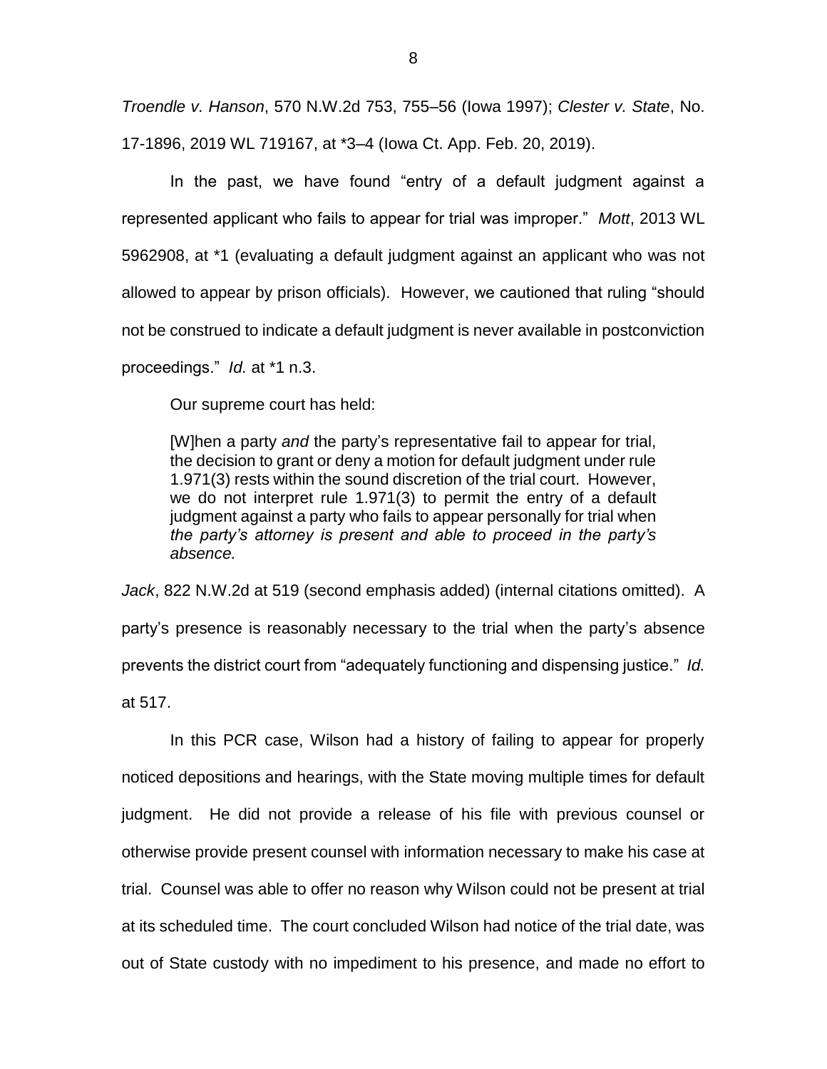*Troendle v. Hanson*, 570 N.W.2d 753, 755–56 (Iowa 1997); *Clester v. State*, No. 17-1896, 2019 WL 719167, at *3–4 (Iowa Ct. App. Feb. 20, 2019).

In the past, we have found "entry of a default judgment against a represented applicant who fails to appear for trial was improper." *Mott*, 2013 WL 5962908, at *1 (evaluating a default judgment against an applicant who was not allowed to appear by prison officials). However, we cautioned that ruling "should not be construed to indicate a default judgment is never available in postconviction proceedings." *Id.* at *1 n.3.

Our supreme court has held:

> [W]hen a party *and* the party's representative fail to appear for trial, the decision to grant or deny a motion for default judgment under rule 1.971(3) rests within the sound discretion of the trial court. However, we do not interpret rule 1.971(3) to permit the entry of a default judgment against a party who fails to appear personally for trial when *the party's attorney is present and able to proceed in the party's absence.*

*Jack*, 822 N.W.2d at 519 (second emphasis added) (internal citations omitted). A party's presence is reasonably necessary to the trial when the party's absence prevents the district court from "adequately functioning and dispensing justice." *Id.* at 517.

In this PCR case, Wilson had a history of failing to appear for properly noticed depositions and hearings, with the State moving multiple times for default judgment. He did not provide a release of his file with previous counsel or otherwise provide present counsel with information necessary to make his case at trial. Counsel was able to offer no reason why Wilson could not be present at trial at its scheduled time. The court concluded Wilson had notice of the trial date, was out of State custody with no impediment to his presence, and made no effort to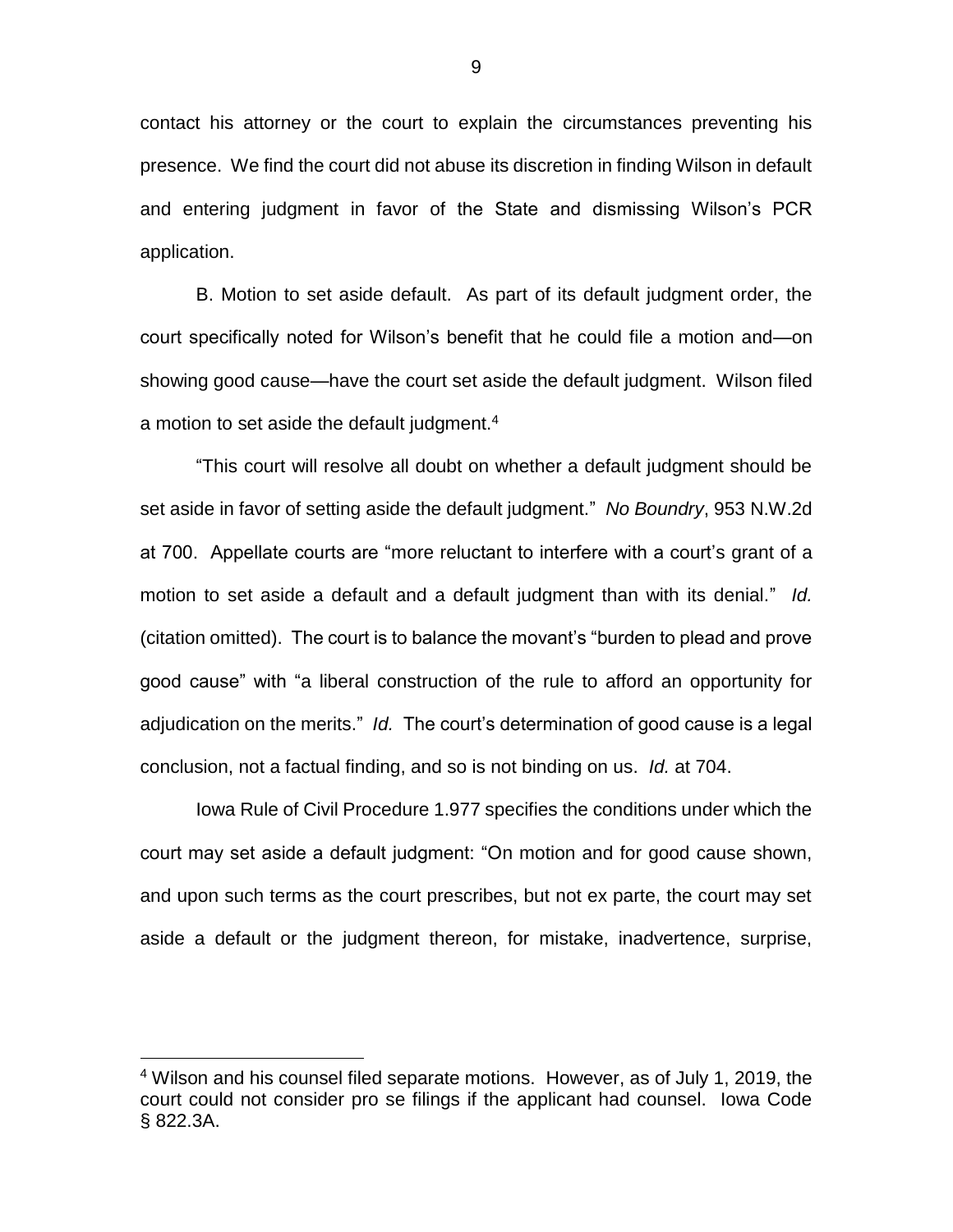contact his attorney or the court to explain the circumstances preventing his presence. We find the court did not abuse its discretion in finding Wilson in default and entering judgment in favor of the State and dismissing Wilson's PCR application.

B. Motion to set aside default. As part of its default judgment order, the court specifically noted for Wilson's benefit that he could file a motion and—on showing good cause—have the court set aside the default judgment. Wilson filed a motion to set aside the default judgment.[4]

"This court will resolve all doubt on whether a default judgment should be set aside in favor of setting aside the default judgment." *No Boundry*, 953 N.W.2d at 700. Appellate courts are "more reluctant to interfere with a court's grant of a motion to set aside a default and a default judgment than with its denial." *Id.* (citation omitted). The court is to balance the movant's "burden to plead and prove good cause" with "a liberal construction of the rule to afford an opportunity for adjudication on the merits." *Id.* The court's determination of good cause is a legal conclusion, not a factual finding, and so is not binding on us. *Id.* at 704.

Iowa Rule of Civil Procedure 1.977 specifies the conditions under which the court may set aside a default judgment: "On motion and for good cause shown, and upon such terms as the court prescribes, but not ex parte, the court may set aside a default or the judgment thereon, for mistake, inadvertence, surprise,

---

[4] Wilson and his counsel filed separate motions. However, as of July 1, 2019, the court could not consider pro se filings if the applicant had counsel. Iowa Code § 822.3A.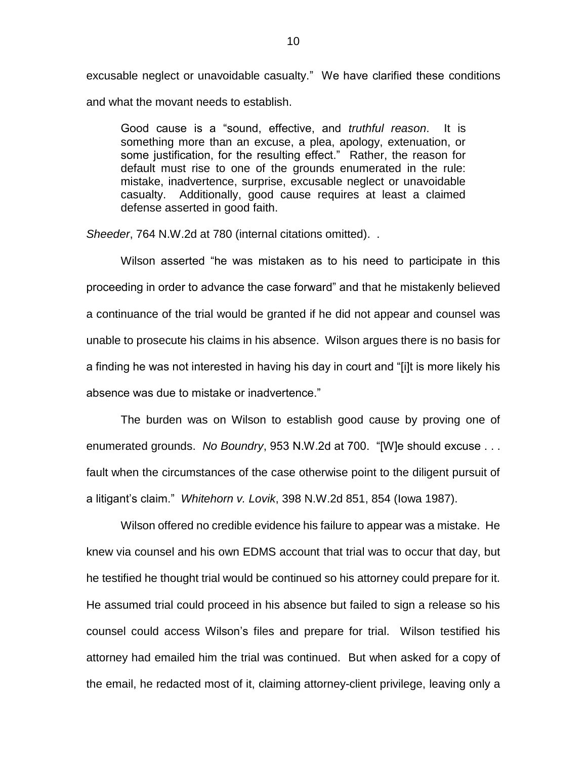excusable neglect or unavoidable casualty." We have clarified these conditions and what the movant needs to establish.

> Good cause is a "sound, effective, and *truthful reason*. It is something more than an excuse, a plea, apology, extenuation, or some justification, for the resulting effect." Rather, the reason for default must rise to one of the grounds enumerated in the rule: mistake, inadvertence, surprise, excusable neglect or unavoidable casualty. Additionally, good cause requires at least a claimed defense asserted in good faith.

*Sheeder*, 764 N.W.2d at 780 (internal citations omitted). .

Wilson asserted "he was mistaken as to his need to participate in this proceeding in order to advance the case forward" and that he mistakenly believed a continuance of the trial would be granted if he did not appear and counsel was unable to prosecute his claims in his absence. Wilson argues there is no basis for a finding he was not interested in having his day in court and "[i]t is more likely his absence was due to mistake or inadvertence."

The burden was on Wilson to establish good cause by proving one of enumerated grounds. *No Boundry*, 953 N.W.2d at 700. "[W]e should excuse . . . fault when the circumstances of the case otherwise point to the diligent pursuit of a litigant's claim." *Whitehorn v. Lovik*, 398 N.W.2d 851, 854 (Iowa 1987).

Wilson offered no credible evidence his failure to appear was a mistake. He knew via counsel and his own EDMS account that trial was to occur that day, but he testified he thought trial would be continued so his attorney could prepare for it. He assumed trial could proceed in his absence but failed to sign a release so his counsel could access Wilson's files and prepare for trial. Wilson testified his attorney had emailed him the trial was continued. But when asked for a copy of the email, he redacted most of it, claiming attorney-client privilege, leaving only a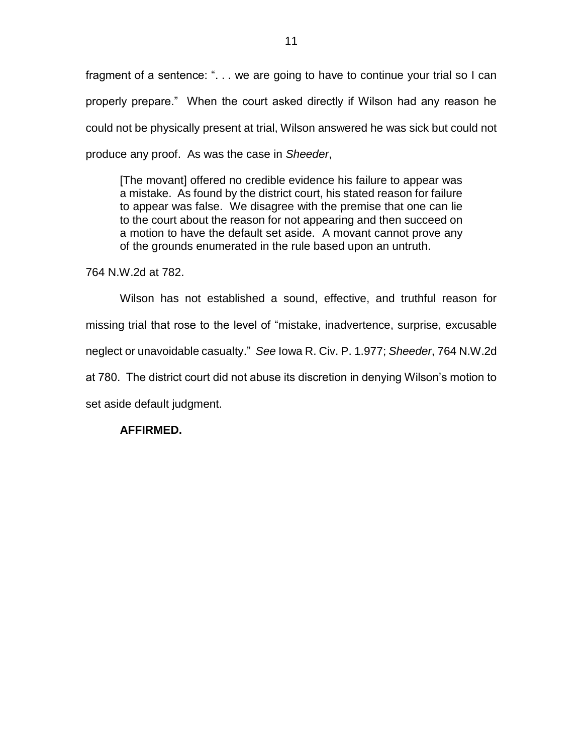fragment of a sentence: ". . . we are going to have to continue your trial so I can properly prepare." When the court asked directly if Wilson had any reason he could not be physically present at trial, Wilson answered he was sick but could not produce any proof. As was the case in *Sheeder*,

> [The movant] offered no credible evidence his failure to appear was a mistake. As found by the district court, his stated reason for failure to appear was false. We disagree with the premise that one can lie to the court about the reason for not appearing and then succeed on a motion to have the default set aside. A movant cannot prove any of the grounds enumerated in the rule based upon an untruth.

764 N.W.2d at 782.

Wilson has not established a sound, effective, and truthful reason for missing trial that rose to the level of "mistake, inadvertence, surprise, excusable neglect or unavoidable casualty." *See* Iowa R. Civ. P. 1.977; *Sheeder*, 764 N.W.2d at 780. The district court did not abuse its discretion in denying Wilson's motion to set aside default judgment.

**AFFIRMED.**